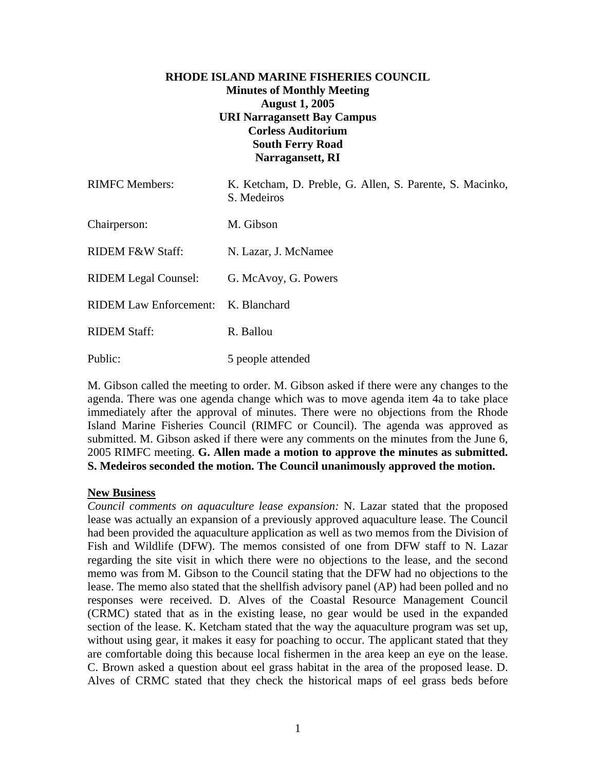**RHODE ISLAND MARINE FISHERIES COUNCIL**
**Minutes of Monthly Meeting**
**August 1, 2005**
**URI Narragansett Bay Campus**
**Corless Auditorium**
**South Ferry Road**
**Narragansett, RI**

| | |
|---|---|
| RIMFC Members: | K. Ketcham, D. Preble, G. Allen, S. Parente, S. Macinko, S. Medeiros |
| Chairperson: | M. Gibson |
| RIDEM F&W Staff: | N. Lazar, J. McNamee |
| RIDEM Legal Counsel: | G. McAvoy, G. Powers |
| RIDEM Law Enforcement: | K. Blanchard |
| RIDEM Staff: | R. Ballou |
| Public: | 5 people attended |

M. Gibson called the meeting to order. M. Gibson asked if there were any changes to the agenda. There was one agenda change which was to move agenda item 4a to take place immediately after the approval of minutes. There were no objections from the Rhode Island Marine Fisheries Council (RIMFC or Council). The agenda was approved as submitted. M. Gibson asked if there were any comments on the minutes from the June 6, 2005 RIMFC meeting. **G. Allen made a motion to approve the minutes as submitted. S. Medeiros seconded the motion. The Council unanimously approved the motion.**

## New Business

*Council comments on aquaculture lease expansion:* N. Lazar stated that the proposed lease was actually an expansion of a previously approved aquaculture lease. The Council had been provided the aquaculture application as well as two memos from the Division of Fish and Wildlife (DFW). The memos consisted of one from DFW staff to N. Lazar regarding the site visit in which there were no objections to the lease, and the second memo was from M. Gibson to the Council stating that the DFW had no objections to the lease. The memo also stated that the shellfish advisory panel (AP) had been polled and no responses were received. D. Alves of the Coastal Resource Management Council (CRMC) stated that as in the existing lease, no gear would be used in the expanded section of the lease. K. Ketcham stated that the way the aquaculture program was set up, without using gear, it makes it easy for poaching to occur. The applicant stated that they are comfortable doing this because local fishermen in the area keep an eye on the lease. C. Brown asked a question about eel grass habitat in the area of the proposed lease. D. Alves of CRMC stated that they check the historical maps of eel grass beds before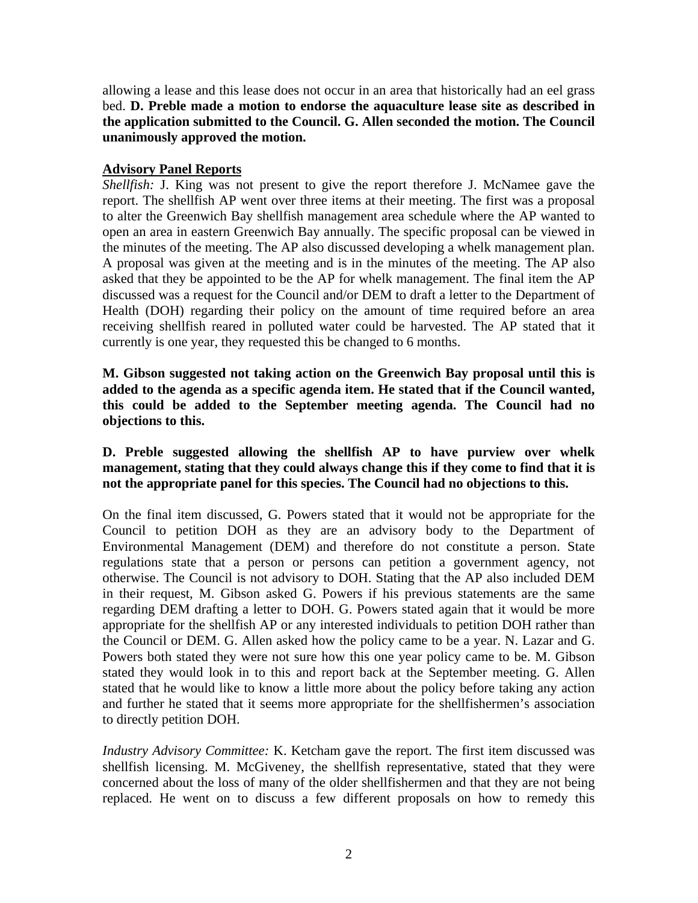allowing a lease and this lease does not occur in an area that historically had an eel grass bed. **D. Preble made a motion to endorse the aquaculture lease site as described in the application submitted to the Council. G. Allen seconded the motion. The Council unanimously approved the motion.**

**Advisory Panel Reports**

*Shellfish:* J. King was not present to give the report therefore J. McNamee gave the report. The shellfish AP went over three items at their meeting. The first was a proposal to alter the Greenwich Bay shellfish management area schedule where the AP wanted to open an area in eastern Greenwich Bay annually. The specific proposal can be viewed in the minutes of the meeting. The AP also discussed developing a whelk management plan. A proposal was given at the meeting and is in the minutes of the meeting. The AP also asked that they be appointed to be the AP for whelk management. The final item the AP discussed was a request for the Council and/or DEM to draft a letter to the Department of Health (DOH) regarding their policy on the amount of time required before an area receiving shellfish reared in polluted water could be harvested. The AP stated that it currently is one year, they requested this be changed to 6 months.

**M. Gibson suggested not taking action on the Greenwich Bay proposal until this is added to the agenda as a specific agenda item. He stated that if the Council wanted, this could be added to the September meeting agenda. The Council had no objections to this.**

**D. Preble suggested allowing the shellfish AP to have purview over whelk management, stating that they could always change this if they come to find that it is not the appropriate panel for this species. The Council had no objections to this.**

On the final item discussed, G. Powers stated that it would not be appropriate for the Council to petition DOH as they are an advisory body to the Department of Environmental Management (DEM) and therefore do not constitute a person. State regulations state that a person or persons can petition a government agency, not otherwise. The Council is not advisory to DOH. Stating that the AP also included DEM in their request, M. Gibson asked G. Powers if his previous statements are the same regarding DEM drafting a letter to DOH. G. Powers stated again that it would be more appropriate for the shellfish AP or any interested individuals to petition DOH rather than the Council or DEM. G. Allen asked how the policy came to be a year. N. Lazar and G. Powers both stated they were not sure how this one year policy came to be. M. Gibson stated they would look in to this and report back at the September meeting. G. Allen stated that he would like to know a little more about the policy before taking any action and further he stated that it seems more appropriate for the shellfishermen's association to directly petition DOH.

*Industry Advisory Committee:* K. Ketcham gave the report. The first item discussed was shellfish licensing. M. McGiveney, the shellfish representative, stated that they were concerned about the loss of many of the older shellfishermen and that they are not being replaced. He went on to discuss a few different proposals on how to remedy this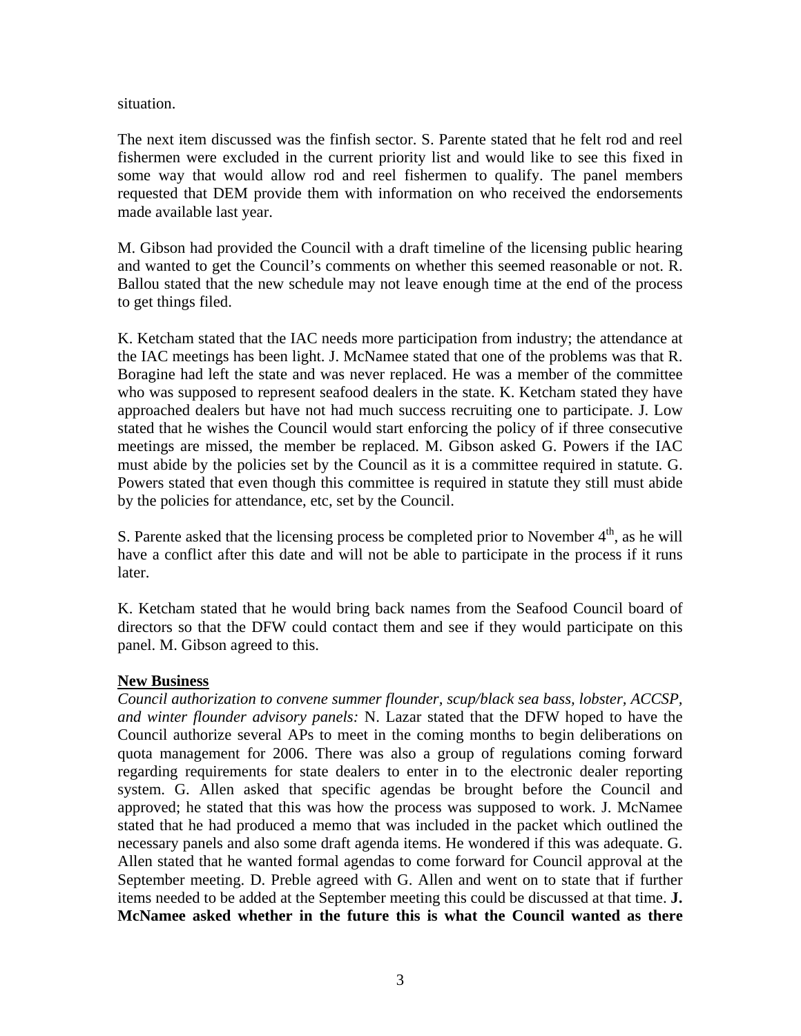situation.

The next item discussed was the finfish sector. S. Parente stated that he felt rod and reel fishermen were excluded in the current priority list and would like to see this fixed in some way that would allow rod and reel fishermen to qualify. The panel members requested that DEM provide them with information on who received the endorsements made available last year.

M. Gibson had provided the Council with a draft timeline of the licensing public hearing and wanted to get the Council's comments on whether this seemed reasonable or not. R. Ballou stated that the new schedule may not leave enough time at the end of the process to get things filed.

K. Ketcham stated that the IAC needs more participation from industry; the attendance at the IAC meetings has been light. J. McNamee stated that one of the problems was that R. Boragine had left the state and was never replaced. He was a member of the committee who was supposed to represent seafood dealers in the state. K. Ketcham stated they have approached dealers but have not had much success recruiting one to participate. J. Low stated that he wishes the Council would start enforcing the policy of if three consecutive meetings are missed, the member be replaced. M. Gibson asked G. Powers if the IAC must abide by the policies set by the Council as it is a committee required in statute. G. Powers stated that even though this committee is required in statute they still must abide by the policies for attendance, etc, set by the Council.

S. Parente asked that the licensing process be completed prior to November 4th, as he will have a conflict after this date and will not be able to participate in the process if it runs later.

K. Ketcham stated that he would bring back names from the Seafood Council board of directors so that the DFW could contact them and see if they would participate on this panel. M. Gibson agreed to this.

**New Business**

*Council authorization to convene summer flounder, scup/black sea bass, lobster, ACCSP, and winter flounder advisory panels:* N. Lazar stated that the DFW hoped to have the Council authorize several APs to meet in the coming months to begin deliberations on quota management for 2006. There was also a group of regulations coming forward regarding requirements for state dealers to enter in to the electronic dealer reporting system. G. Allen asked that specific agendas be brought before the Council and approved; he stated that this was how the process was supposed to work. J. McNamee stated that he had produced a memo that was included in the packet which outlined the necessary panels and also some draft agenda items. He wondered if this was adequate. G. Allen stated that he wanted formal agendas to come forward for Council approval at the September meeting. D. Preble agreed with G. Allen and went on to state that if further items needed to be added at the September meeting this could be discussed at that time. **J. McNamee asked whether in the future this is what the Council wanted as there**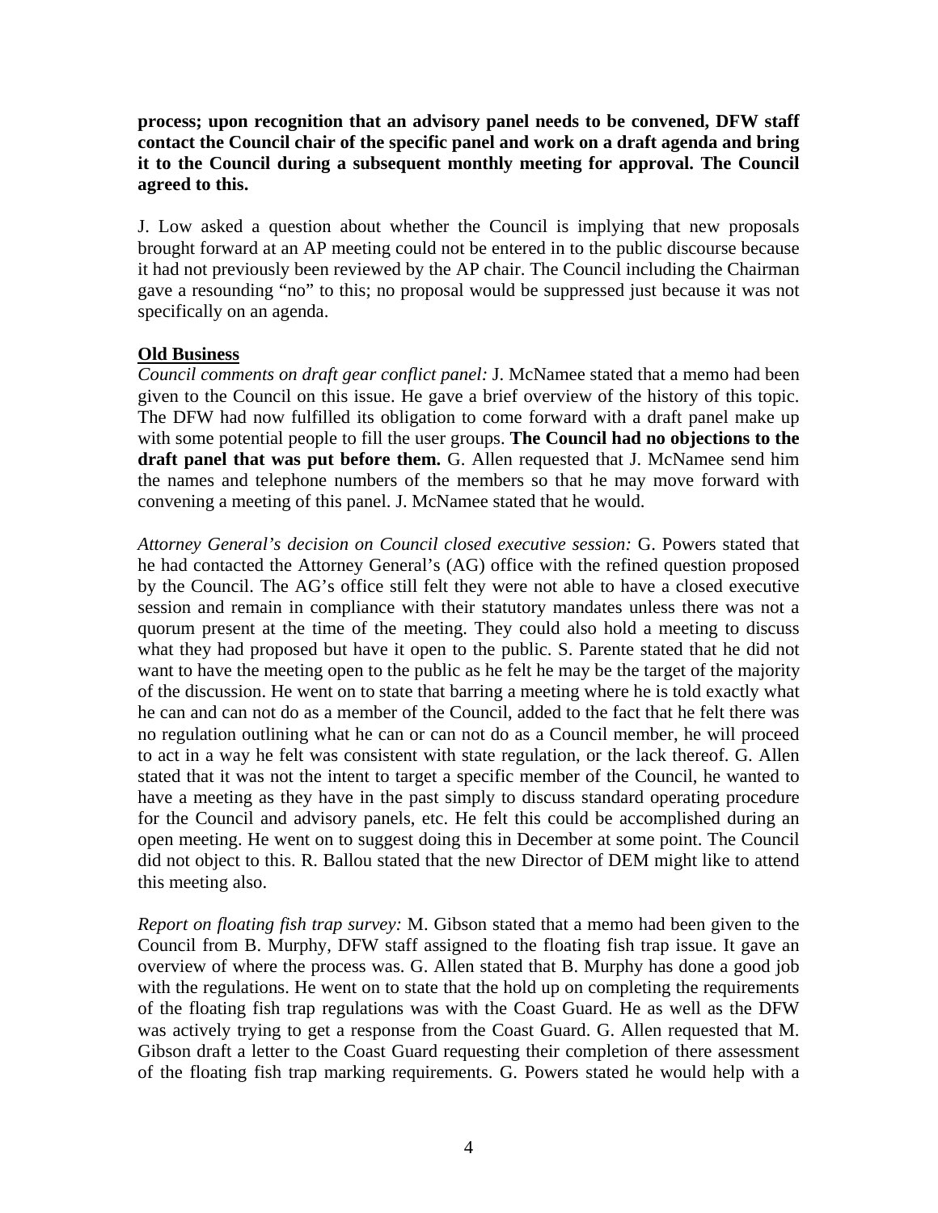**process; upon recognition that an advisory panel needs to be convened, DFW staff contact the Council chair of the specific panel and work on a draft agenda and bring it to the Council during a subsequent monthly meeting for approval. The Council agreed to this.**

J. Low asked a question about whether the Council is implying that new proposals brought forward at an AP meeting could not be entered in to the public discourse because it had not previously been reviewed by the AP chair. The Council including the Chairman gave a resounding "no" to this; no proposal would be suppressed just because it was not specifically on an agenda.

## Old Business

*Council comments on draft gear conflict panel:* J. McNamee stated that a memo had been given to the Council on this issue. He gave a brief overview of the history of this topic. The DFW had now fulfilled its obligation to come forward with a draft panel make up with some potential people to fill the user groups. **The Council had no objections to the draft panel that was put before them.** G. Allen requested that J. McNamee send him the names and telephone numbers of the members so that he may move forward with convening a meeting of this panel. J. McNamee stated that he would.

*Attorney General's decision on Council closed executive session:* G. Powers stated that he had contacted the Attorney General's (AG) office with the refined question proposed by the Council. The AG's office still felt they were not able to have a closed executive session and remain in compliance with their statutory mandates unless there was not a quorum present at the time of the meeting. They could also hold a meeting to discuss what they had proposed but have it open to the public. S. Parente stated that he did not want to have the meeting open to the public as he felt he may be the target of the majority of the discussion. He went on to state that barring a meeting where he is told exactly what he can and can not do as a member of the Council, added to the fact that he felt there was no regulation outlining what he can or can not do as a Council member, he will proceed to act in a way he felt was consistent with state regulation, or the lack thereof. G. Allen stated that it was not the intent to target a specific member of the Council, he wanted to have a meeting as they have in the past simply to discuss standard operating procedure for the Council and advisory panels, etc. He felt this could be accomplished during an open meeting. He went on to suggest doing this in December at some point. The Council did not object to this. R. Ballou stated that the new Director of DEM might like to attend this meeting also.

*Report on floating fish trap survey:* M. Gibson stated that a memo had been given to the Council from B. Murphy, DFW staff assigned to the floating fish trap issue. It gave an overview of where the process was. G. Allen stated that B. Murphy has done a good job with the regulations. He went on to state that the hold up on completing the requirements of the floating fish trap regulations was with the Coast Guard. He as well as the DFW was actively trying to get a response from the Coast Guard. G. Allen requested that M. Gibson draft a letter to the Coast Guard requesting their completion of there assessment of the floating fish trap marking requirements. G. Powers stated he would help with a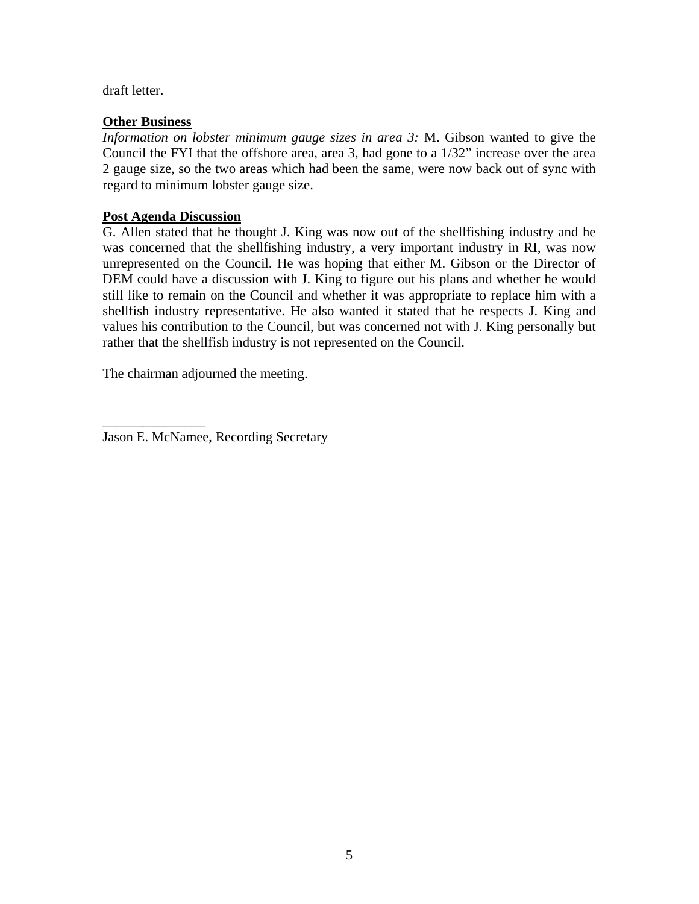draft letter.

**Other Business**

*Information on lobster minimum gauge sizes in area 3:* M. Gibson wanted to give the Council the FYI that the offshore area, area 3, had gone to a 1/32” increase over the area 2 gauge size, so the two areas which had been the same, were now back out of sync with regard to minimum lobster gauge size.

**Post Agenda Discussion**

G. Allen stated that he thought J. King was now out of the shellfishing industry and he was concerned that the shellfishing industry, a very important industry in RI, was now unrepresented on the Council. He was hoping that either M. Gibson or the Director of DEM could have a discussion with J. King to figure out his plans and whether he would still like to remain on the Council and whether it was appropriate to replace him with a shellfish industry representative. He also wanted it stated that he respects J. King and values his contribution to the Council, but was concerned not with J. King personally but rather that the shellfish industry is not represented on the Council.

The chairman adjourned the meeting.

_______________
Jason E. McNamee, Recording Secretary